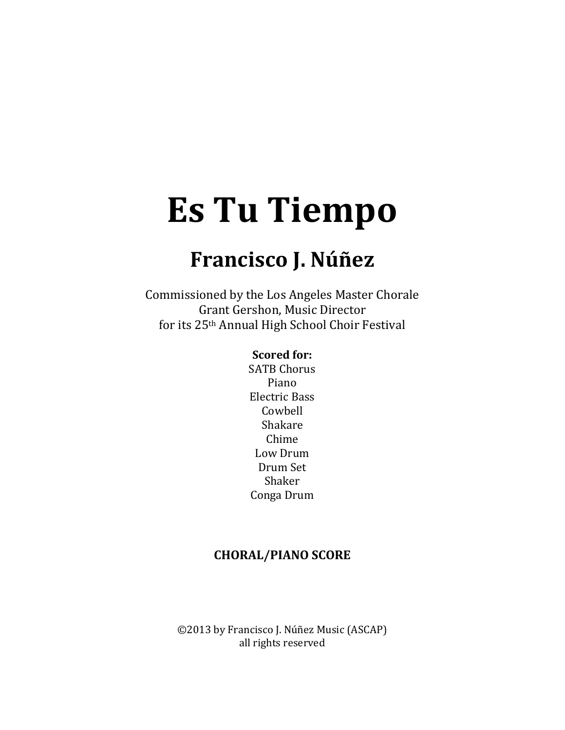# Es Tu Tiempo

## Francisco J. Núñez

Commissioned by the Los Angeles Master Chorale
Grant Gershon, Music Director
for its 25th Annual High School Choir Festival

**Scored for:**
SATB Chorus
Piano
Electric Bass
Cowbell
Shakare
Chime
Low Drum
Drum Set
Shaker
Conga Drum

**CHORAL/PIANO SCORE**

©2013 by Francisco J. Núñez Music (ASCAP)
all rights reserved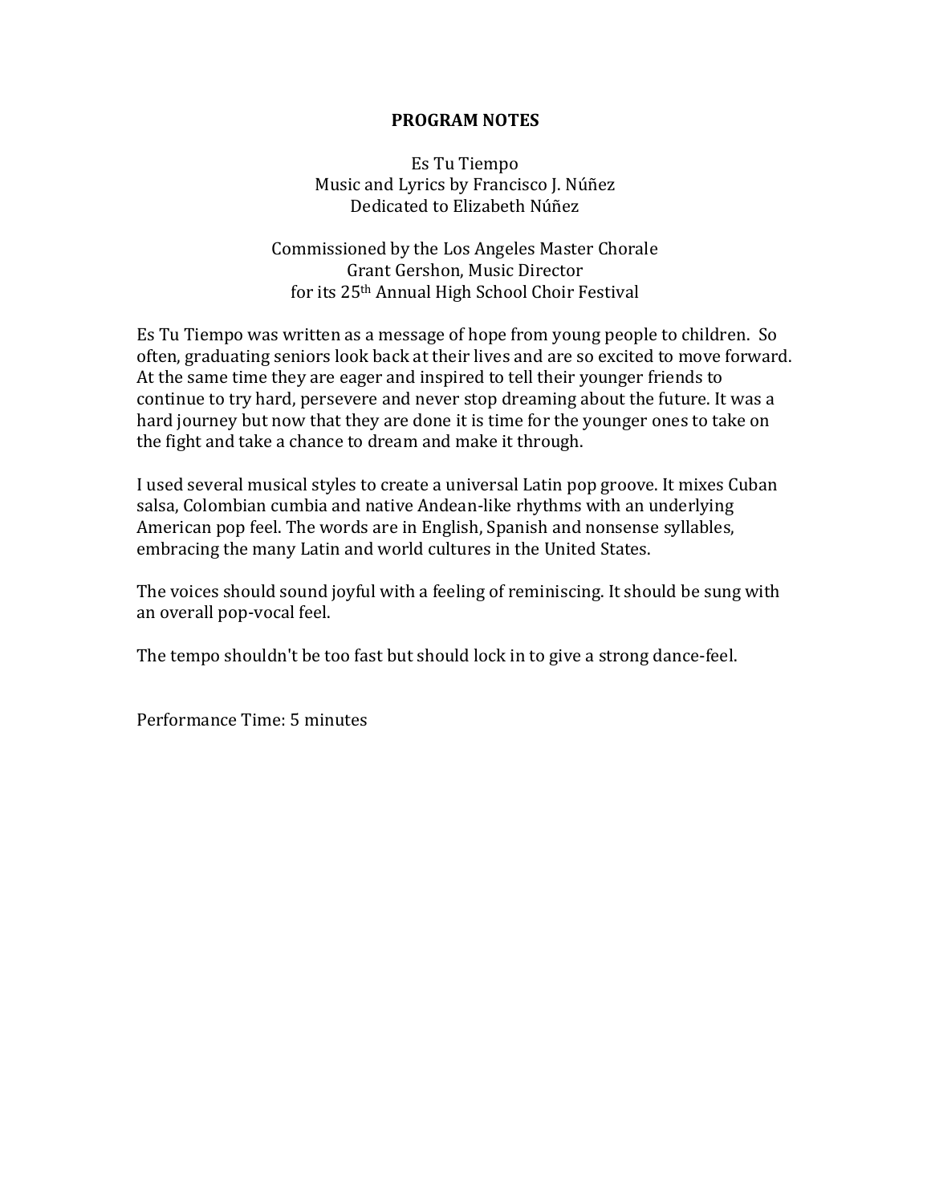## PROGRAM NOTES

Es Tu Tiempo
Music and Lyrics by Francisco J. Núñez
Dedicated to Elizabeth Núñez

Commissioned by the Los Angeles Master Chorale
Grant Gershon, Music Director
for its 25th Annual High School Choir Festival

Es Tu Tiempo was written as a message of hope from young people to children. So often, graduating seniors look back at their lives and are so excited to move forward. At the same time they are eager and inspired to tell their younger friends to continue to try hard, persevere and never stop dreaming about the future. It was a hard journey but now that they are done it is time for the younger ones to take on the fight and take a chance to dream and make it through.

I used several musical styles to create a universal Latin pop groove. It mixes Cuban salsa, Colombian cumbia and native Andean-like rhythms with an underlying American pop feel. The words are in English, Spanish and nonsense syllables, embracing the many Latin and world cultures in the United States.

The voices should sound joyful with a feeling of reminiscing. It should be sung with an overall pop-vocal feel.

The tempo shouldn't be too fast but should lock in to give a strong dance-feel.

Performance Time: 5 minutes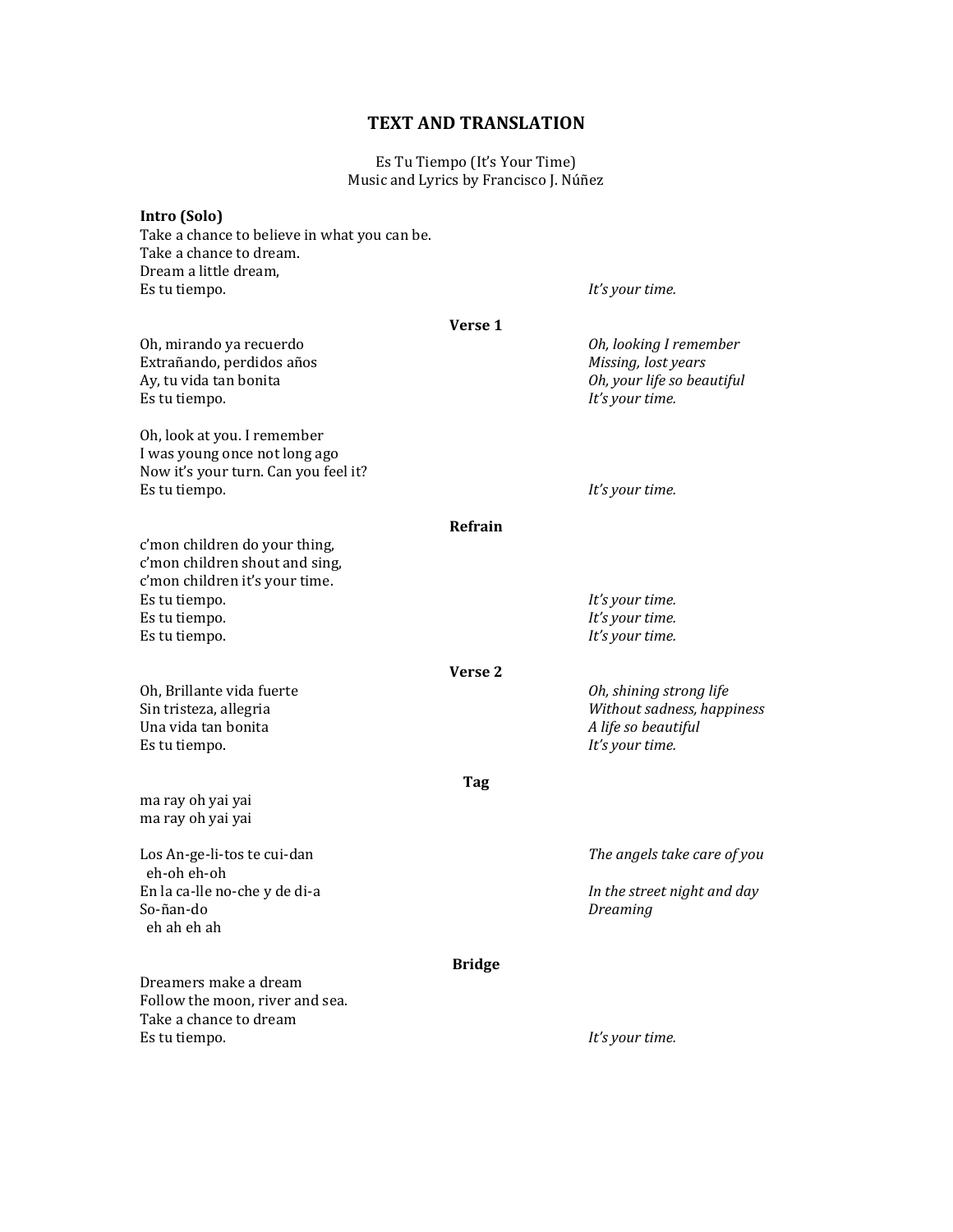# TEXT AND TRANSLATION

Es Tu Tiempo (It's Your Time)
Music and Lyrics by Francisco J. Núñez

**Intro (Solo)**

| | |
|---|---|
| Take a chance to believe in what you can be. | |
| Take a chance to dream. | |
| Dream a little dream, | |
| Es tu tiempo. | *It's your time.* |

**Verse 1**

| | |
|---|---|
| Oh, mirando ya recuerdo | *Oh, looking I remember* |
| Extrañando, perdidos años | *Missing, lost years* |
| Ay, tu vida tan bonita | *Oh, your life so beautiful* |
| Es tu tiempo. | *It's your time.* |
| | |
| Oh, look at you. I remember | |
| I was young once not long ago | |
| Now it's your turn. Can you feel it? | |
| Es tu tiempo. | *It's your time.* |

**Refrain**

| | |
|---|---|
| c'mon children do your thing, | |
| c'mon children shout and sing, | |
| c'mon children it's your time. | |
| Es tu tiempo. | *It's your time.* |
| Es tu tiempo. | *It's your time.* |
| Es tu tiempo. | *It's your time.* |

**Verse 2**

| | |
|---|---|
| Oh, Brillante vida fuerte | *Oh, shining strong life* |
| Sin tristeza, allegria | *Without sadness, happiness* |
| Una vida tan bonita | *A life so beautiful* |
| Es tu tiempo. | *It's your time.* |

**Tag**

| | |
|---|---|
| ma ray oh yai yai | |
| ma ray oh yai yai | |
| | |
| Los An-ge-li-tos te cui-dan | *The angels take care of you* |
| eh-oh eh-oh | |
| En la ca-lle no-che y de di-a | *In the street night and day* |
| So-ñan-do | *Dreaming* |
| eh ah eh ah | |

**Bridge**

| | |
|---|---|
| Dreamers make a dream | |
| Follow the moon, river and sea. | |
| Take a chance to dream | |
| Es tu tiempo. | *It's your time.* |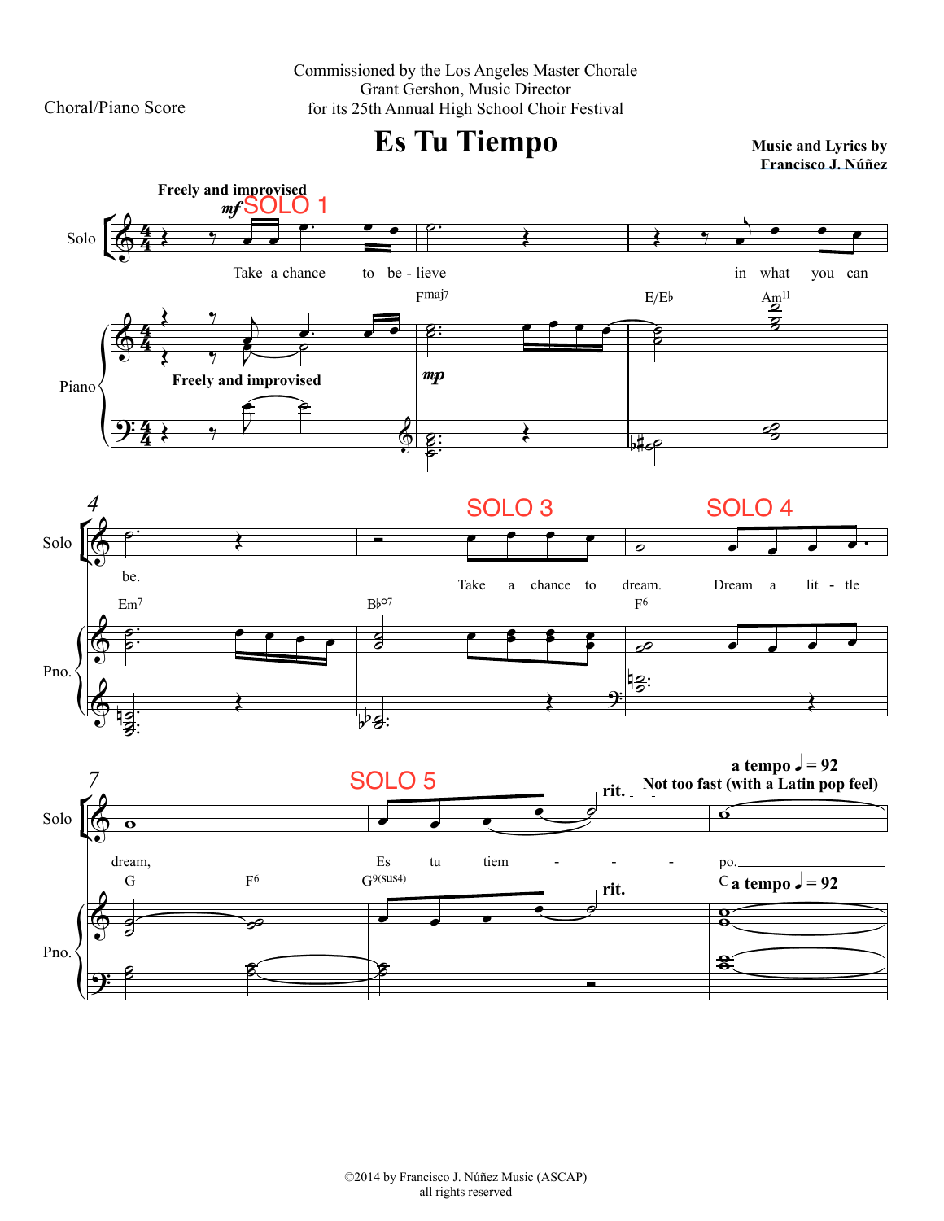Choral/Piano Score

Commissioned by the Los Angeles Master Chorale
Grant Gershon, Music Director
for its 25th Annual High School Choir Festival

# Es Tu Tiempo

**Music and Lyrics by**
**Francisco J. Núñez**

**Freely and improvised**

SOLO 1

Take a chance to be - lieve in what you can be.

SOLO 3

Take a chance to dream.

SOLO 4

Dream a lit - tle dream,

SOLO 5

Es tu tiem - - - - po.

**a tempo ♩ = 92**
**Not too fast (with a Latin pop feel)**

©2014 by Francisco J. Núñez Music (ASCAP)
all rights reserved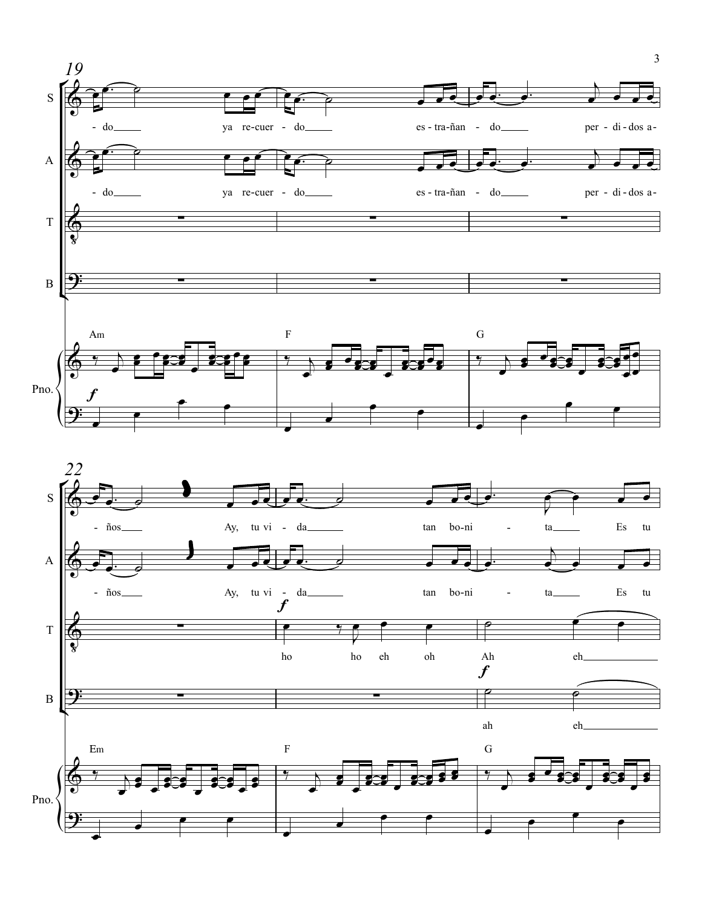19

S: -do ya re-cuer - do es - tra-ñan - do per - di - dos a-

A: -do ya re-cuer - do es - tra-ñan - do per - di - dos a-

T

B

Pno.: Am F G

*f*

22

S: - ños Ay, tu vi - da tan bo-ni - ta Es tu

A: - ños Ay, tu vi - da tan bo-ni - ta Es tu

T: *f* ho ho eh oh Ah eh

B: *f* ah eh

Pno.: Em F G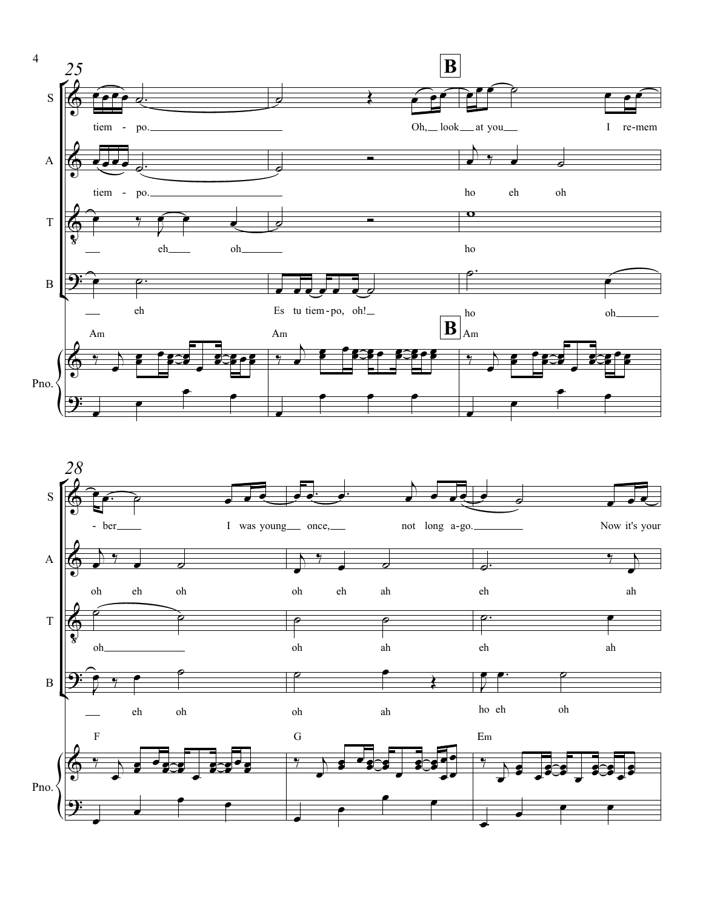25

**B**

S: tiem - po. Oh, look at you I re-mem

A: tiem - po. ho eh oh

T: eh oh ho

B: eh Es tu tiem-po, oh! ho oh

Pno. Am Am **B** Am

28

S: - ber I was young once, not long a-go. Now it's your

A: oh eh oh oh eh ah eh ah

T: oh oh ah eh ah

B: eh oh oh ah ho eh oh

Pno. F G Em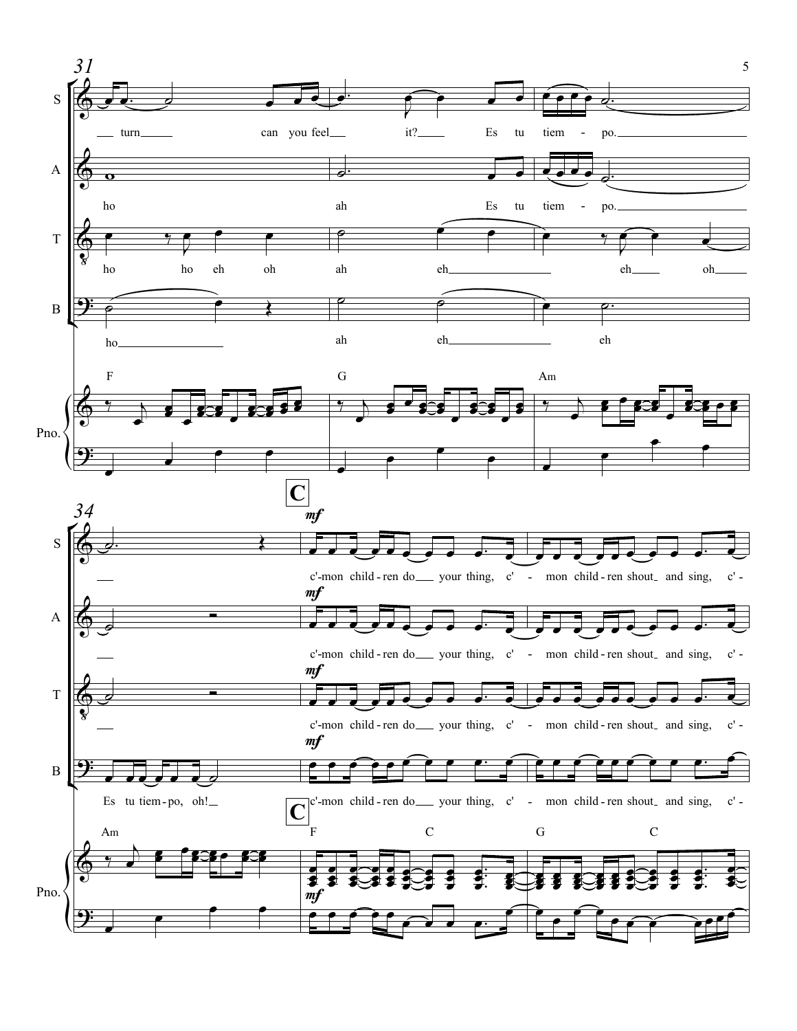31

S: turn can you feel it? Es tu tiem - po.

A: ho ah Es tu tiem - po.

T: ho ho eh oh ah eh eh oh

B: ho ah eh eh

Pno.: F G Am

34

**C**

*mf*

S: c'-mon child - ren do your thing, c' - mon child - ren shout and sing, c' -

A: c'-mon child - ren do your thing, c' - mon child - ren shout and sing, c' -

T: c'-mon child - ren do your thing, c' - mon child - ren shout and sing, c' -

B: Es tu tiem - po, oh! c'-mon child - ren do your thing, c' - mon child - ren shout and sing, c' -

Pno.: Am F C G C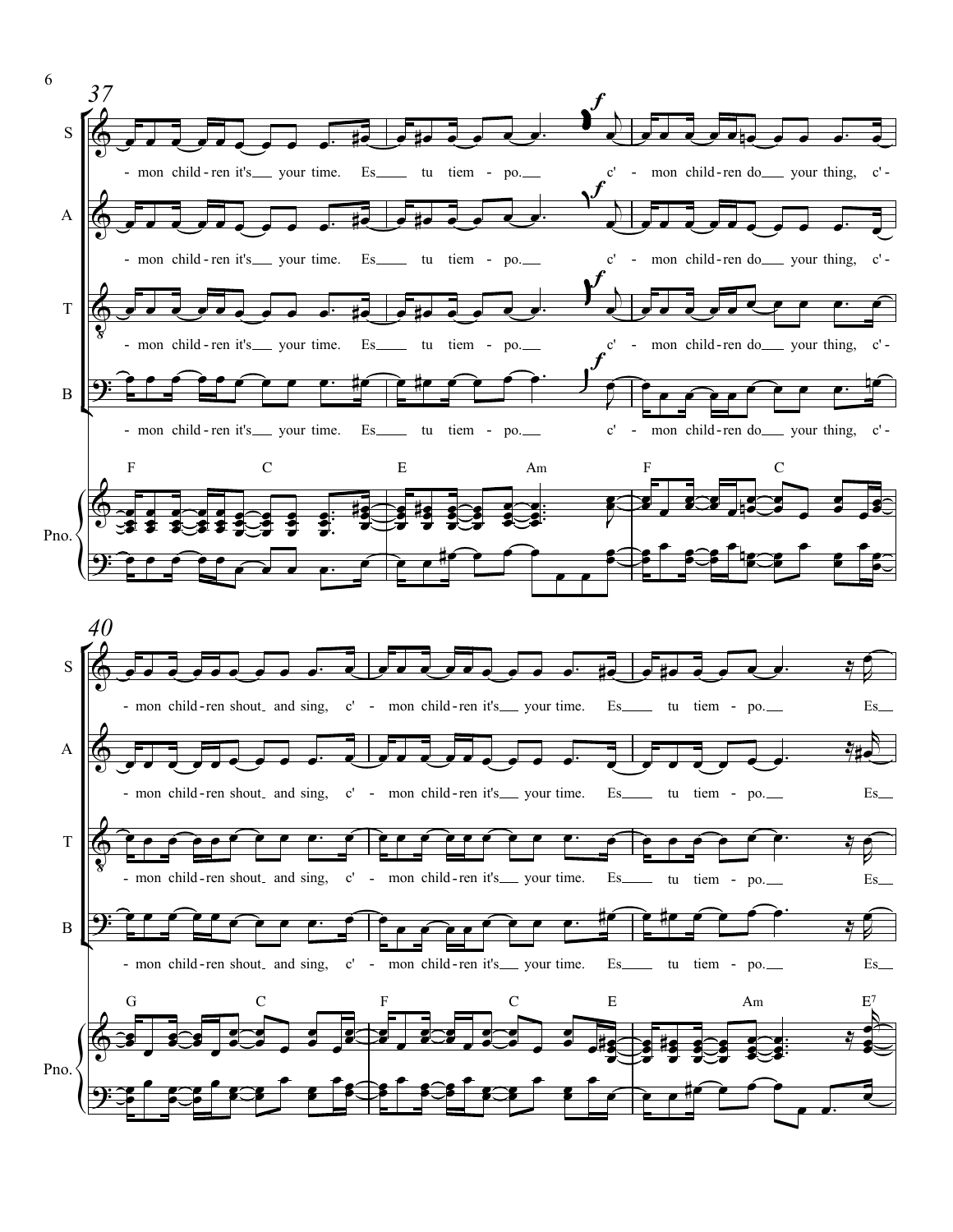37

S, A, T, B: - mon child - ren it's your time. Es tu tiem - po. *f* c' - mon child - ren do your thing, c' -

Pno.: F C E Am F C

40

S, A, T, B: - mon child - ren shout and sing, c' - mon child - ren it's your time. Es tu tiem - po. Es

Pno.: G C F C E Am E7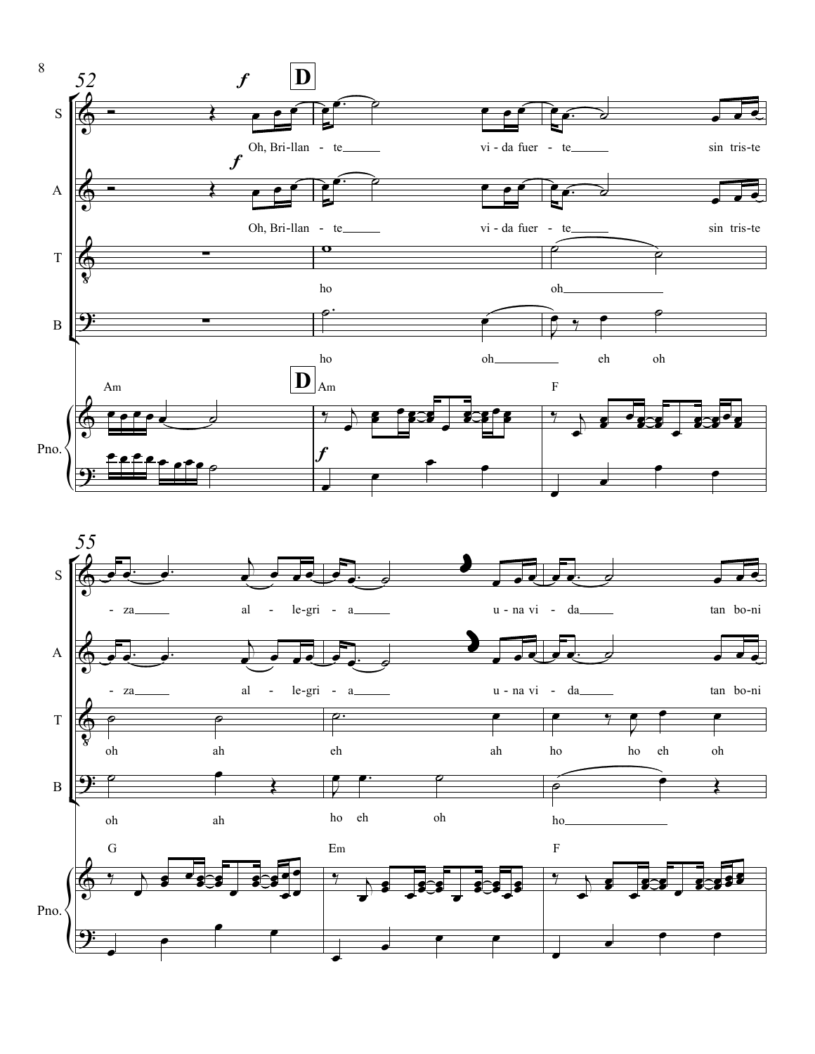52

*f* **D**

S: Oh, Bri-llan - te vi - da fuer - te sin tris-te

A: Oh, Bri-llan - te vi - da fuer - te sin tris-te

T: ho oh

B: ho oh eh oh

Pno.: Am **D** Am F

55

S: - za al - le-gri - a u - na vi - da tan bo-ni

A: - za al - le-gri - a u - na vi - da tan bo-ni

T: oh ah eh ah ho ho eh oh

B: oh ah ho eh oh ho

Pno.: G Em F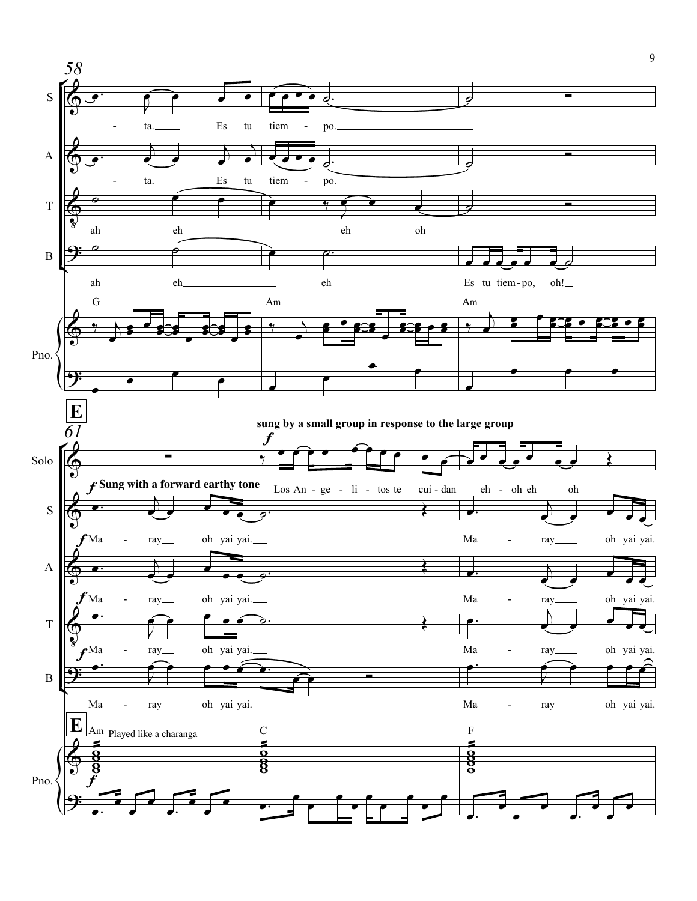58

S: - ta. Es tu tiem - po.

A: - ta. Es tu tiem - po.

T: ah eh eh oh

B: ah eh eh Es tu tiem - po, oh!

Pno.: G Am Am

**E**

61

**sung by a small group in response to the large group**

Solo: *f* Los An - ge - li - tos te cui - dan eh - oh eh oh

*f* **Sung with a forward earthy tone**

S: Ma - ray oh yai yai. Ma - ray oh yai yai.

A: *f* Ma - ray oh yai yai. Ma - ray oh yai yai.

T: *f* Ma - ray oh yai yai. Ma - ray oh yai yai.

B: *f* Ma - ray oh yai yai. Ma - ray oh yai yai.

**E**

Pno.: Am Played like a charanga C F

*f*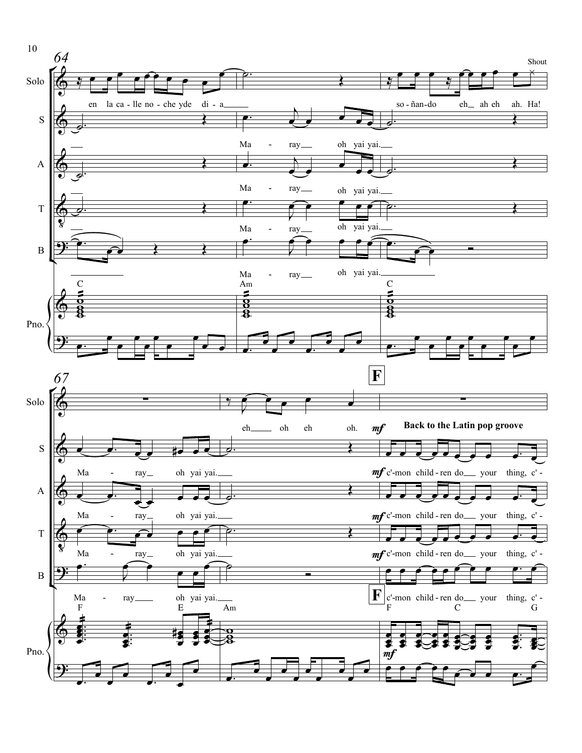64

Solo: en la ca - lle no - che yde di - a ____ so - ñan - do eh __ ah eh ah. Ha! *(Shout)*

S: Ma - ray __ oh yai yai. __

A: Ma - ray __ oh yai yai. __

T: Ma - ray __ oh yai yai. __

B: Ma - ray __ oh yai yai. ____

Pno.: C — Am — C

67

Solo: eh __ oh eh oh.

**F** *mf* **Back to the Latin pop groove**

S: Ma - ray __ oh yai yai. __ *mf* c'-mon child - ren do __ your thing, c' -

A: Ma - ray __ oh yai yai. __ *mf* c'-mon child - ren do __ your thing, c' -

T: Ma - ray __ oh yai yai. __ *mf* c'-mon child - ren do __ your thing, c' -

B: Ma - ray __ oh yai yai. __ c'-mon child - ren do __ your thing, c' -

Pno.: F — E — Am — **F** F — C — G *mf*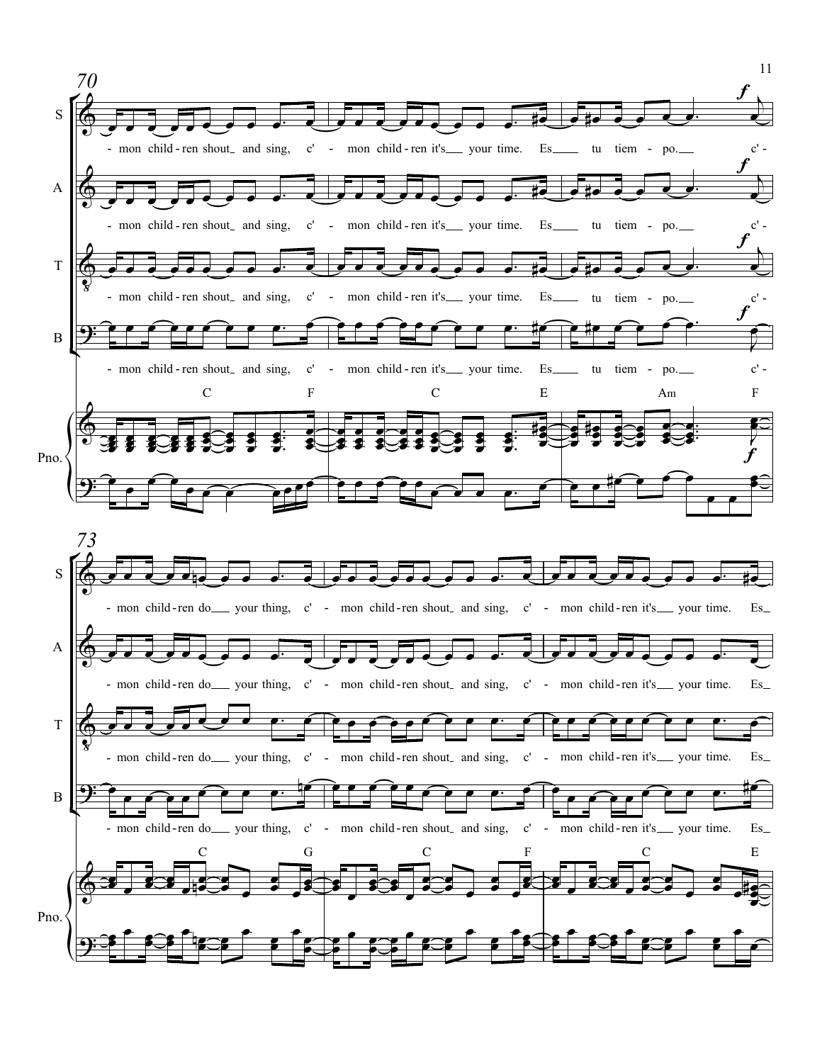70

S: - mon child - ren shout_ and sing, c' - mon child - ren it's___ your time. Es___ tu tiem - po.___ c' -

A: - mon child - ren shout_ and sing, c' - mon child - ren it's___ your time. Es___ tu tiem - po.___ c' -

T: - mon child - ren shout_ and sing, c' - mon child - ren it's___ your time. Es___ tu tiem - po.___ c' -

B: - mon child - ren shout_ and sing, c' - mon child - ren it's___ your time. Es___ tu tiem - po.___ c' -

Pno.: C F C E Am F

73

S: - mon child - ren do___ your thing, c' - mon child - ren shout_ and sing, c' - mon child - ren it's___ your time. Es_

A: - mon child - ren do___ your thing, c' - mon child - ren shout_ and sing, c' - mon child - ren it's___ your time. Es_

T: - mon child - ren do___ your thing, c' - mon child - ren shout_ and sing, c' - mon child - ren it's___ your time. Es_

B: - mon child - ren do___ your thing, c' - mon child - ren shout_ and sing, c' - mon child - ren it's___ your time. Es_

Pno.: C G C F C E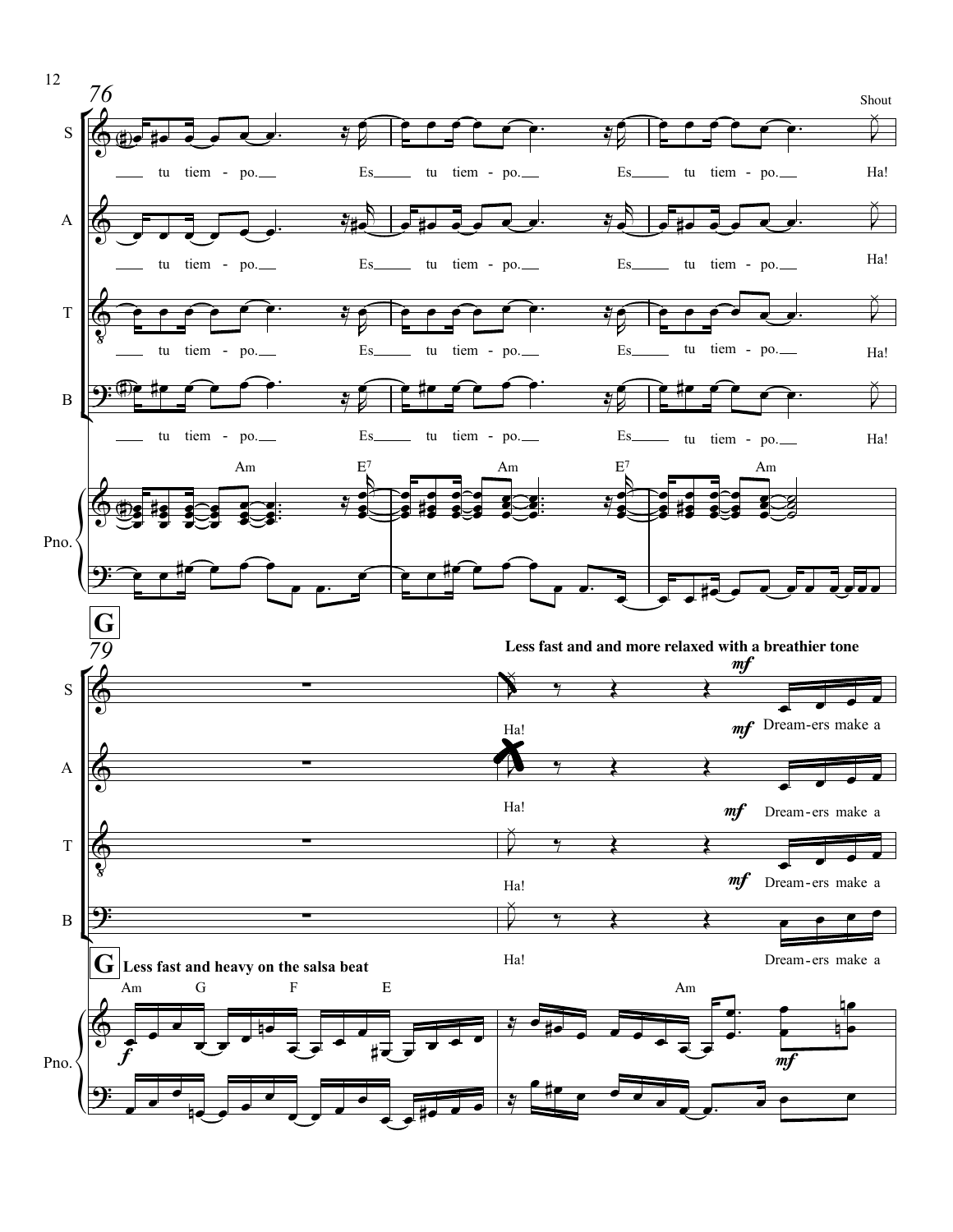76

Shout

S: tu tiem - po. Es tu tiem - po. Es tu tiem - po. Ha!

A: tu tiem - po. Es tu tiem - po. Es tu tiem - po. Ha!

T: tu tiem - po. Es tu tiem - po. Es tu tiem - po. Ha!

B: tu tiem - po. Es tu tiem - po. Es tu tiem - po. Ha!

Pno. Am E7 Am E7 Am

**G**

79

**Less fast and and more relaxed with a breathier tone**

S: Ha! *mf* Dream-ers make a

A: Ha! *mf* Dream-ers make a

T: Ha! *mf* Dream-ers make a

B: Ha! Dream-ers make a

**G** **Less fast and heavy on the salsa beat**

Pno. Am G F E Am *f* *mf*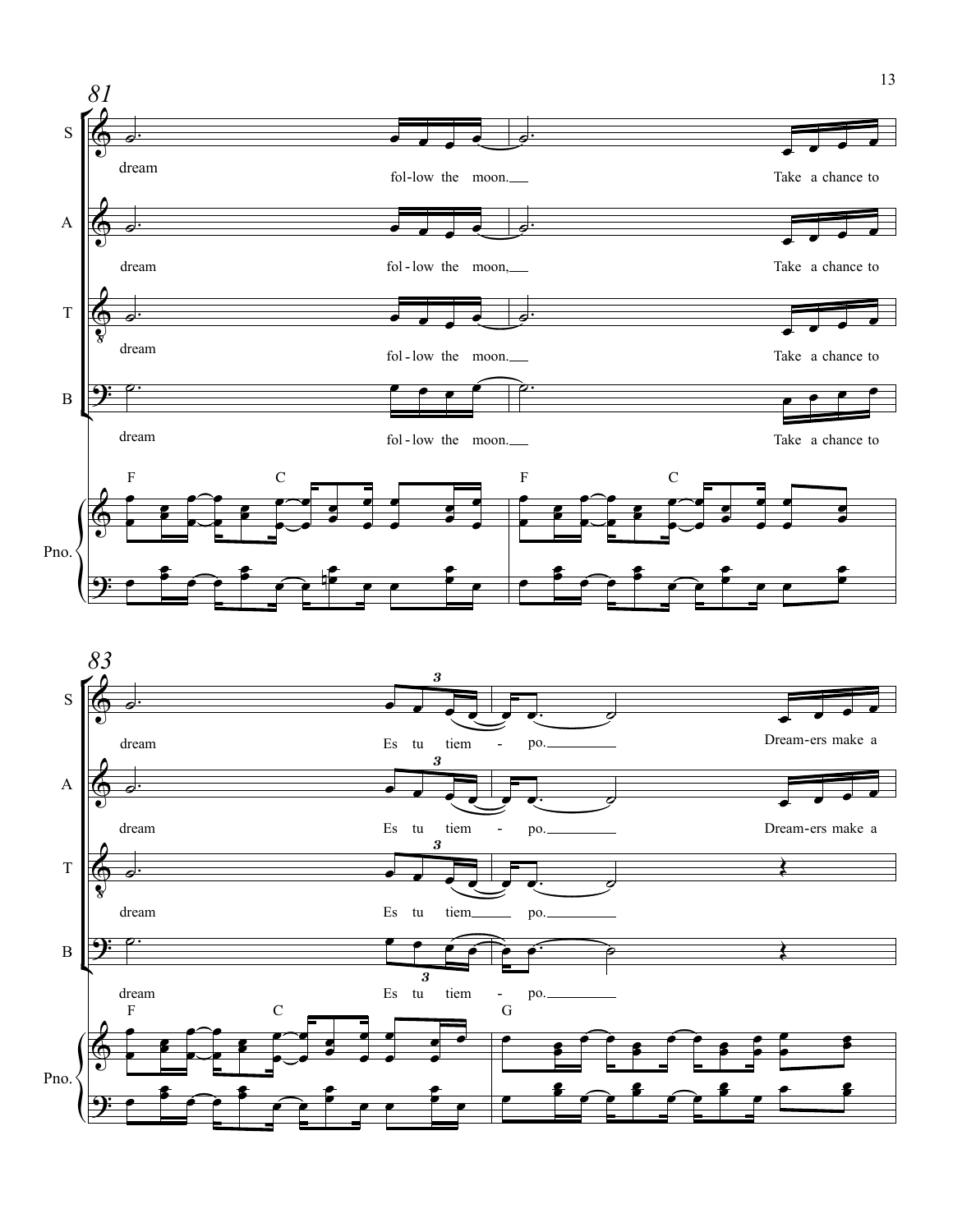81

S: dream fol-low the moon.___ Take a chance to

A: dream fol-low the moon,___ Take a chance to

T: dream fol-low the moon.___ Take a chance to

B: dream fol-low the moon.___ Take a chance to

Pno.: F C F C

83

S: dream Es tu tiem - po.________ Dream-ers make a

A: dream Es tu tiem - po.________ Dream-ers make a

T: dream Es tu tiem___ po.________

B: dream Es tu tiem - po.________

Pno.: F C G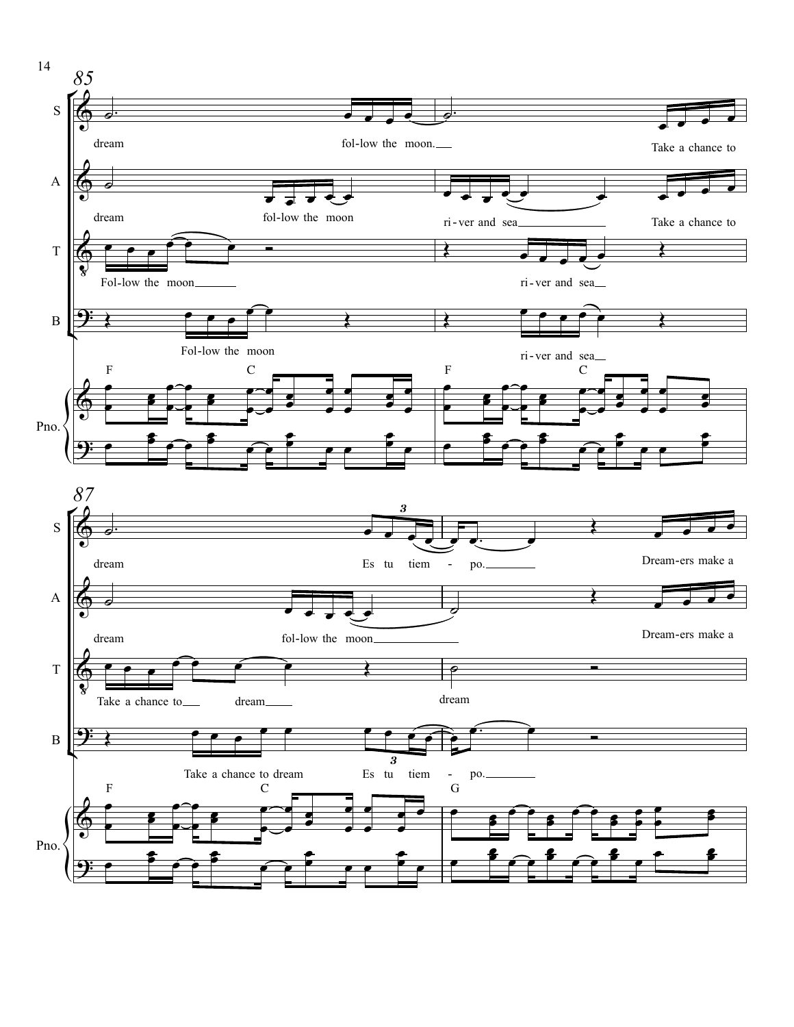85

S: dream fol-low the moon. Take a chance to

A: dream fol-low the moon ri-ver and sea Take a chance to

T: Fol-low the moon ri-ver and sea

B: Fol-low the moon ri-ver and sea

Pno. F C F C

87

S: dream Es tu tiem - po. Dream-ers make a

A: dream fol-low the moon Dream-ers make a

T: Take a chance to dream dream

B: Take a chance to dream Es tu tiem - po.

Pno. F C G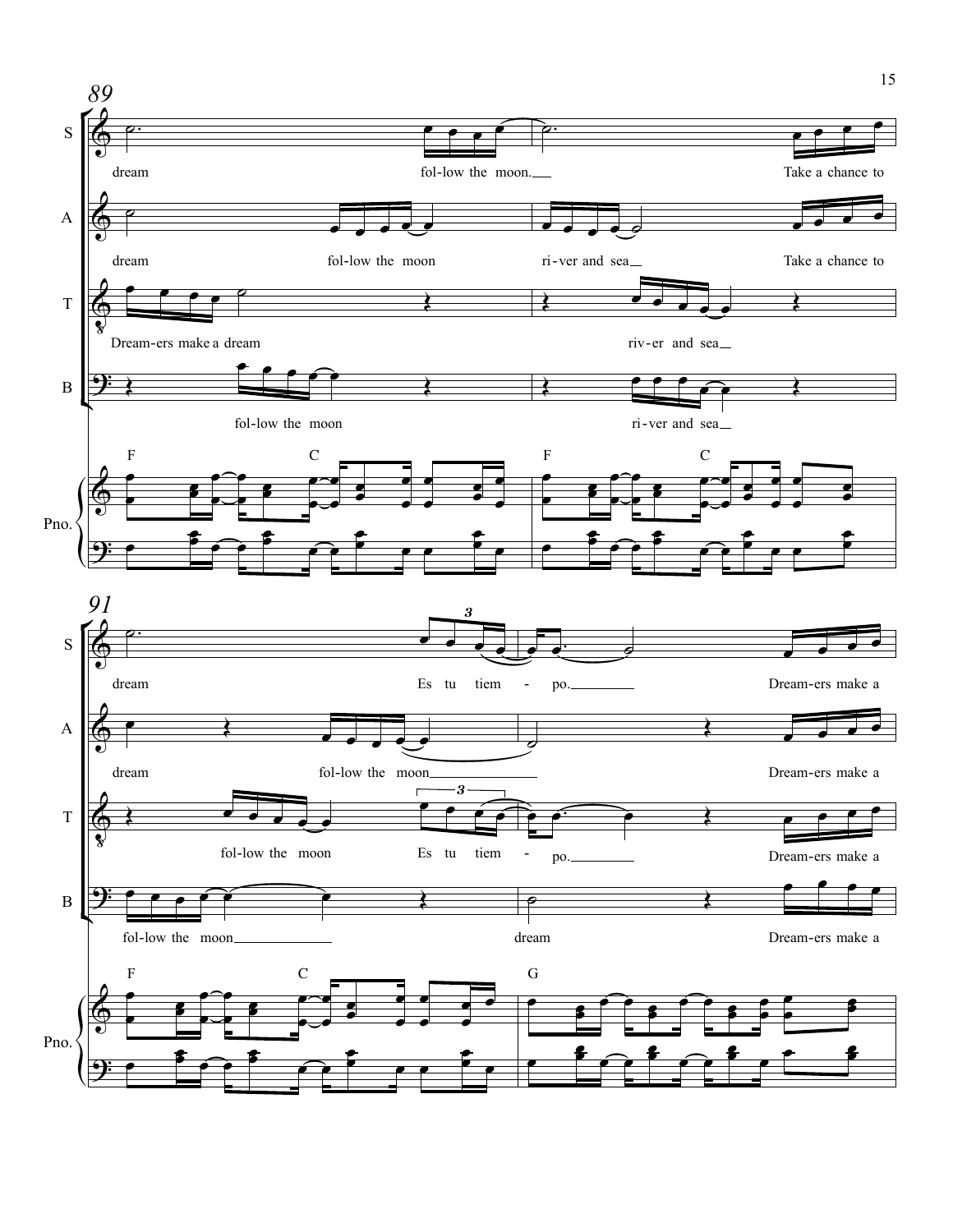89

S: dream fol-low the moon. Take a chance to

A: dream fol-low the moon ri-ver and sea Take a chance to

T: Dream-ers make a dream riv-er and sea

B: fol-low the moon ri-ver and sea

Pno. F C F C

91

S: dream Es tu tiem - po. Dream-ers make a

A: dream fol-low the moon Dream-ers make a

T: fol-low the moon Es tu tiem - po. Dream-ers make a

B: fol-low the moon dream Dream-ers make a

Pno. F C G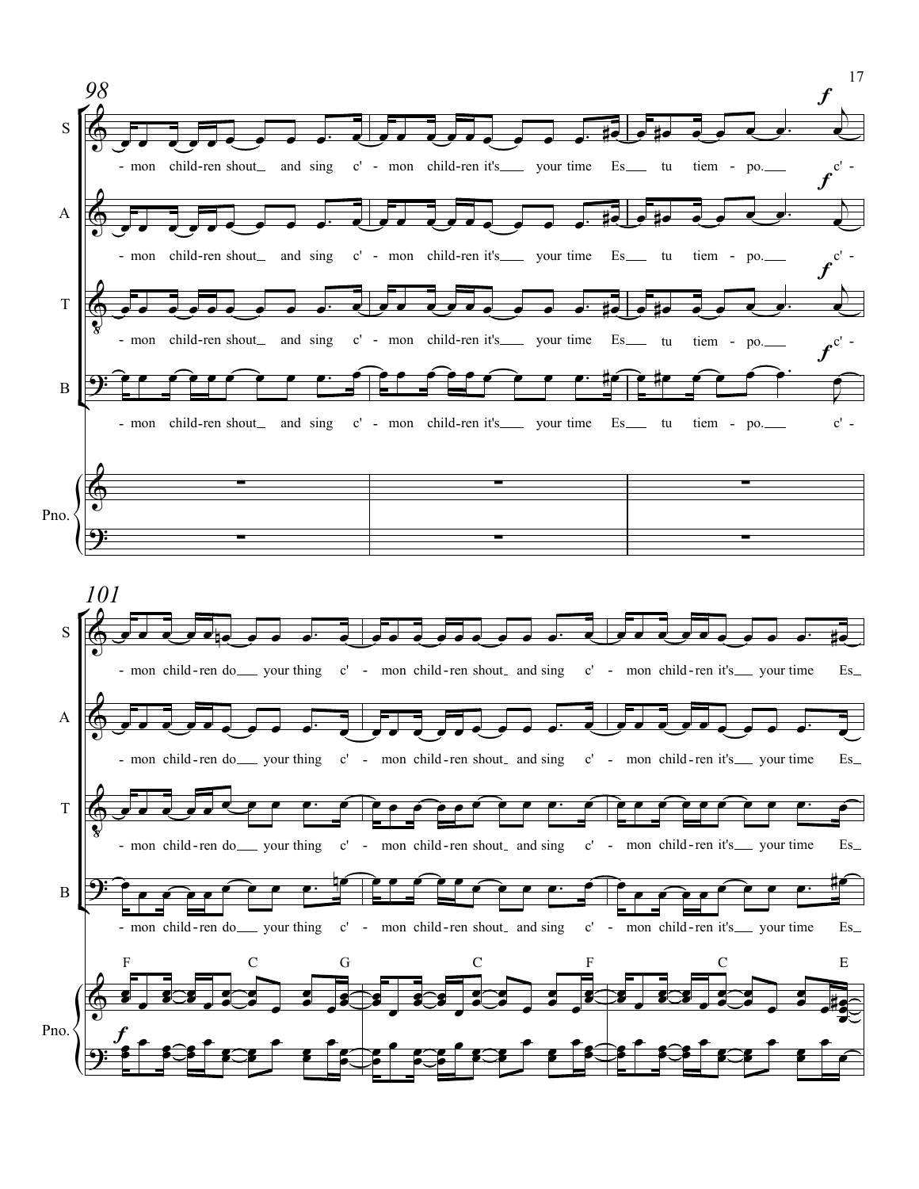98

S: - mon child-ren shout_ and sing c' - mon child-ren it's___ your time Es___ tu tiem - po.___ c' -

A: - mon child-ren shout_ and sing c' - mon child-ren it's___ your time Es___ tu tiem - po.___ c' -

T: - mon child-ren shout_ and sing c' - mon child-ren it's___ your time Es___ tu tiem - po.___ c' -

B: - mon child-ren shout_ and sing c' - mon child-ren it's___ your time Es___ tu tiem - po.___ c' -

Pno.

101

S: - mon child-ren do___ your thing c' - mon child-ren shout_ and sing c' - mon child-ren it's___ your time Es_

A: - mon child-ren do___ your thing c' - mon child-ren shout_ and sing c' - mon child-ren it's___ your time Es_

T: - mon child-ren do___ your thing c' - mon child-ren shout_ and sing c' - mon child-ren it's___ your time Es_

B: - mon child-ren do___ your thing c' - mon child-ren shout_ and sing c' - mon child-ren it's___ your time Es_

Pno. F C G C F C E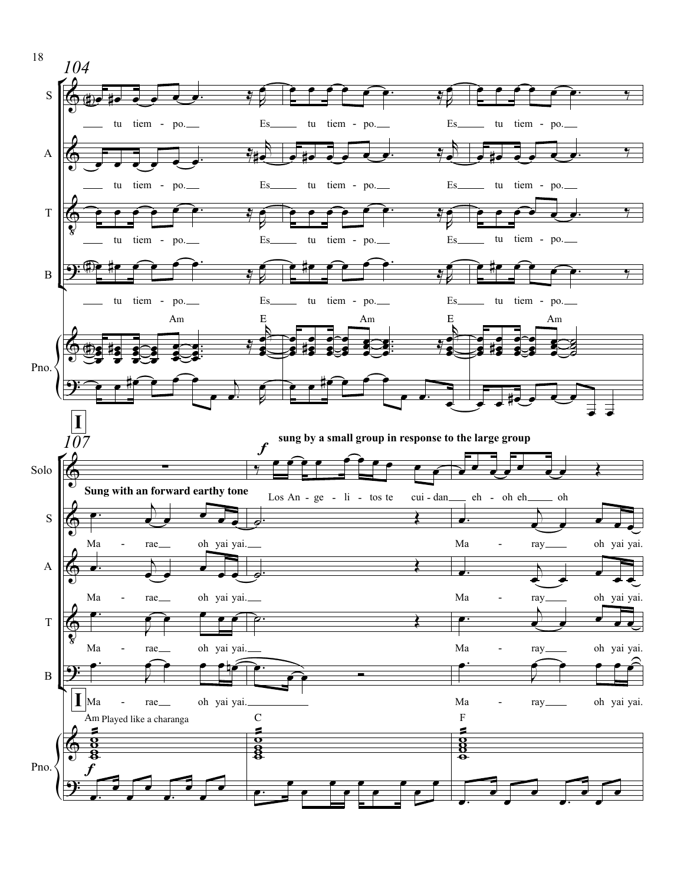104

S: tu tiem - po. Es tu tiem - po. Es tu tiem - po.

A: tu tiem - po. Es tu tiem - po. Es tu tiem - po.

T: tu tiem - po. Es tu tiem - po. Es tu tiem - po.

B: tu tiem - po. Es tu tiem - po. Es tu tiem - po.

Pno.: Am E Am E Am

**I**

107

Solo: *f* **sung by a small group in response to the large group**

Los An - ge - li - tos te cui - dan eh - oh eh oh

**Sung with an forward earthy tone**

S: Ma - rae oh yai yai. Ma - ray oh yai yai.

A: Ma - rae oh yai yai. Ma - ray oh yai yai.

T: Ma - rae oh yai yai. Ma - ray oh yai yai.

B: Ma - rae oh yai yai. Ma - ray oh yai yai.

Pno.: Am Played like a charanga, *f* C F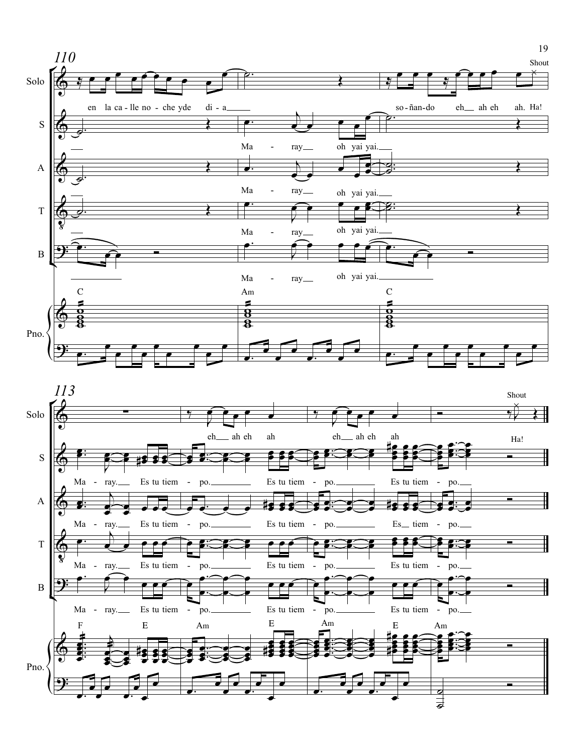110

Shout

Solo: en la ca - lle no - che y de di - a so - ñan - do eh ah eh ah. Ha!

S: Ma - ray oh yai yai.

A: Ma - ray oh yai yai.

T: Ma - ray oh yai yai.

B: Ma - ray oh yai yai.

Pno.: C Am C

113

Shout

Solo: eh ah eh ah eh ah eh ah Ha!

S: Ma - ray. Es tu tiem - po. Es tu tiem - po. Es tu tiem - po.

A: Ma - ray. Es tu tiem - po. Es tu tiem - po. Es tiem - po.

T: Ma - ray. Es tu tiem - po. Es tu tiem - po. Es tu tiem - po.

B: Ma - ray. Es tu tiem - po. Es tu tiem - po. Es tu tiem - po.

Pno.: F E Am E Am E Am